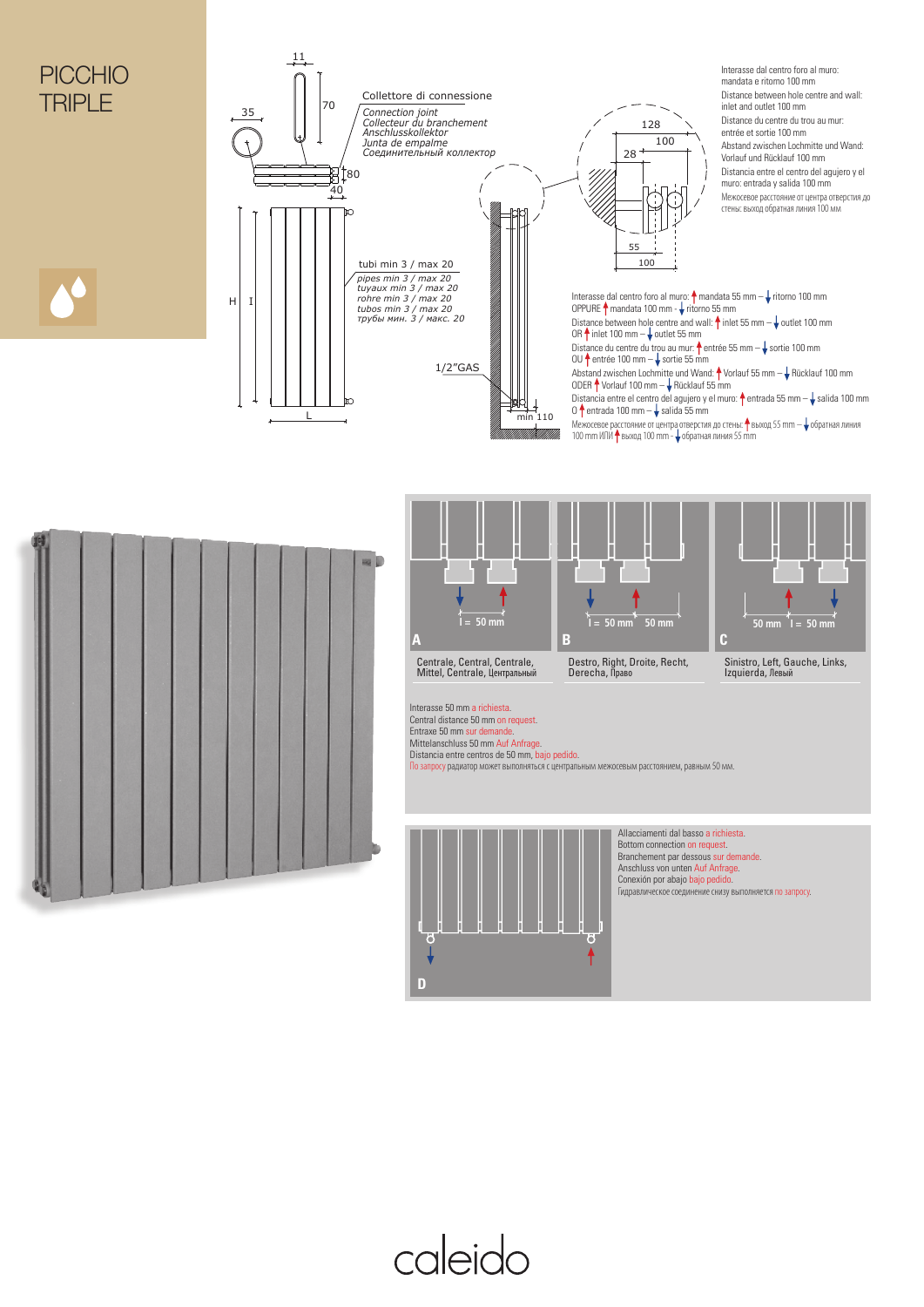# PICCHIO TRIPLE

11

70

35

Collettore di connessione
*Connection joint*
*Collecteur du branchement*
*Anschlusskollektor*
*Junta de empalme*
*Соединительный коллектор*

80

40

H I

tubi min 3 / max 20
*pipes min 3 / max 20*
*tuyaux min 3 / max 20*
*rohre min 3 / max 20*
*tubos min 3 / max 20*
*трубы мин. 3 / макс. 20*

L

1/2"GAS

min 110

128

100

28

55

100

Interasse dal centro foro al muro: mandata e ritorno 100 mm
Distance between hole centre and wall: inlet and outlet 100 mm
Distance du centre du trou au mur: entrée et sortie 100 mm
Abstand zwischen Lochmitte und Wand: Vorlauf und Rücklauf 100 mm
Distancia entre el centro del agujero y el muro: entrada y salida 100 mm
Межосевое расстояние от центра отверстия до стены: выход обратная линия 100 мм

Interasse dal centro foro al muro: ↑ mandata 55 mm – ↓ ritorno 100 mm
OPPURE ↑ mandata 100 mm - ↓ ritorno 55 mm
Distance between hole centre and wall: ↑ inlet 55 mm – ↓ outlet 100 mm
OR ↑ inlet 100 mm – ↓ outlet 55 mm
Distance du centre du trou au mur: ↑ entrée 55 mm – ↓ sortie 100 mm
OU ↑ entrée 100 mm – ↓ sortie 55 mm
Abstand zwischen Lochmitte und Wand: ↑ Vorlauf 55 mm – ↓ Rücklauf 100 mm
ODER ↑ Vorlauf 100 mm – ↓ Rücklauf 55 mm
Distancia entre el centro del agujero y el muro: ↑ entrada 55 mm – ↓ salida 100 mm
O ↑ entrada 100 mm – ↓ salida 55 mm
Межосевое расстояние от центра отверстия до стены: ↑ выход 55 mm – ↓ обратная линия 100 mm ИЛИ ↑ выход 100 mm - ↓ обратная линия 55 mm

**A** – I = 50 mm
Centrale, Central, Centrale, Mittel, Centrale, Центральный

**B** – I = 50 mm, 50 mm
Destro, Right, Droite, Recht, Derecha, Право

**C** – 50 mm, I = 50 mm
Sinistro, Left, Gauche, Links, Izquierda, Левый

Interasse 50 mm a richiesta.
Central distance 50 mm on request.
Entraxe 50 mm sur demande.
Mittelanschluss 50 mm Auf Anfrage.
Distancia entre centros de 50 mm, bajo pedido.
По запросу радиатор может выполняться с центральным межосевым расстоянием, равным 50 мм.

**D**

Allacciamenti dal basso a richiesta.
Bottom connection on request.
Branchement par dessous sur demande.
Anschluss von unten Auf Anfrage.
Conexión por abajo bajo pedido.
Гидравлическое соединение снизу выполняется по запросу.

caleido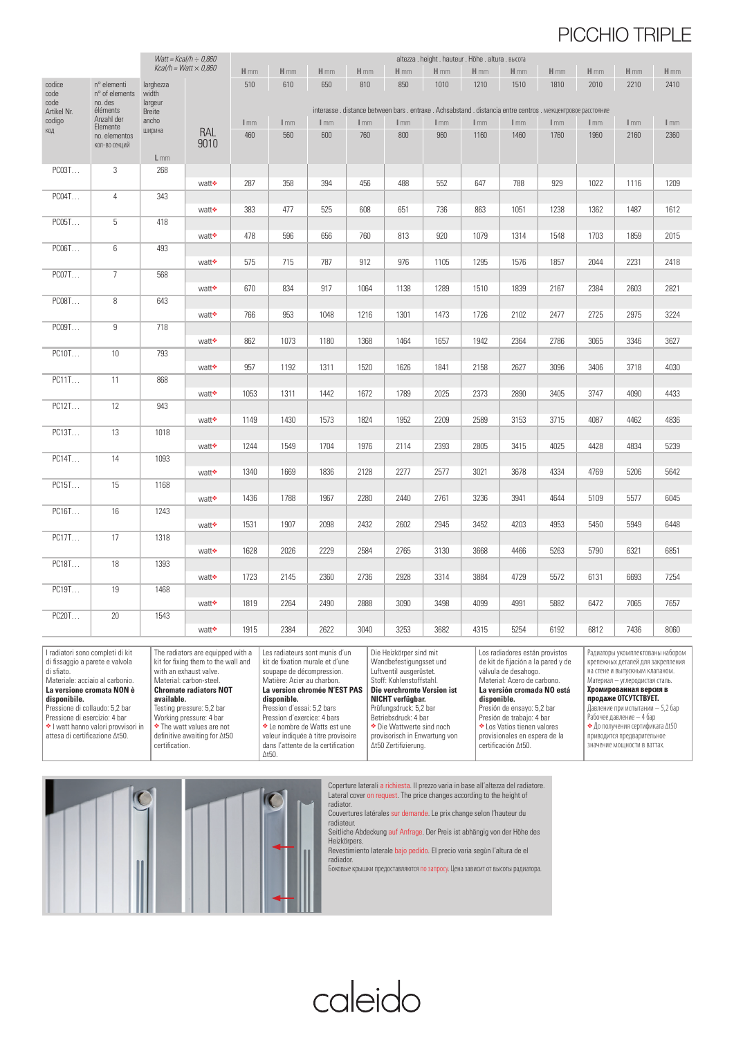# PICCHIO TRIPLE

| codice / code / code / Artikel Nr. / codigo / код | n° elementi / n° of elements / no. des éléments / Anzahl der Elemente / no. elementos / кол-во секций | larghezza / width / largeur / Breite / ancho / ширина (L mm) | Watt = Kcal/h ÷ 0,860 / Kcal/h = Watt × 0,860 — RAL 9010 | altezza . height . hauteur . Höhe . altura . высота — H mm 510 / I mm 460 | H mm 610 / I mm 560 | H mm 650 / I mm 600 | H mm 810 / I mm 760 | H mm 850 / I mm 800 | H mm 1010 / I mm 960 | H mm 1210 / I mm 1160 | H mm 1510 / I mm 1460 | H mm 1810 / I mm 1760 | H mm 2010 / I mm 1960 | H mm 2210 / I mm 2160 | H mm 2410 / I mm 2360 |
|---|---|---|---|---|---|---|---|---|---|---|---|---|---|---|---|
| | | | | interasse . distance between bars . entraxe . Achsabstand . distancia entre centros . межцентровое расстояние | | | | | | | | | | | |
| PC03T… | 3 | 268 | watt❖ | 287 | 358 | 394 | 456 | 488 | 552 | 647 | 788 | 929 | 1022 | 1116 | 1209 |
| PC04T… | 4 | 343 | watt❖ | 383 | 477 | 525 | 608 | 651 | 736 | 863 | 1051 | 1238 | 1362 | 1487 | 1612 |
| PC05T… | 5 | 418 | watt❖ | 478 | 596 | 656 | 760 | 813 | 920 | 1079 | 1314 | 1548 | 1703 | 1859 | 2015 |
| PC06T… | 6 | 493 | watt❖ | 575 | 715 | 787 | 912 | 976 | 1105 | 1295 | 1576 | 1857 | 2044 | 2231 | 2418 |
| PC07T… | 7 | 568 | watt❖ | 670 | 834 | 917 | 1064 | 1138 | 1289 | 1510 | 1839 | 2167 | 2384 | 2603 | 2821 |
| PC08T… | 8 | 643 | watt❖ | 766 | 953 | 1048 | 1216 | 1301 | 1473 | 1726 | 2102 | 2477 | 2725 | 2975 | 3224 |
| PC09T… | 9 | 718 | watt❖ | 862 | 1073 | 1180 | 1368 | 1464 | 1657 | 1942 | 2364 | 2786 | 3065 | 3346 | 3627 |
| PC10T… | 10 | 793 | watt❖ | 957 | 1192 | 1311 | 1520 | 1626 | 1841 | 2158 | 2627 | 3096 | 3406 | 3718 | 4030 |
| PC11T… | 11 | 868 | watt❖ | 1053 | 1311 | 1442 | 1672 | 1789 | 2025 | 2373 | 2890 | 3405 | 3747 | 4090 | 4433 |
| PC12T… | 12 | 943 | watt❖ | 1149 | 1430 | 1573 | 1824 | 1952 | 2209 | 2589 | 3153 | 3715 | 4087 | 4462 | 4836 |
| PC13T… | 13 | 1018 | watt❖ | 1244 | 1549 | 1704 | 1976 | 2114 | 2393 | 2805 | 3415 | 4025 | 4428 | 4834 | 5239 |
| PC14T… | 14 | 1093 | watt❖ | 1340 | 1669 | 1836 | 2128 | 2277 | 2577 | 3021 | 3678 | 4334 | 4769 | 5206 | 5642 |
| PC15T… | 15 | 1168 | watt❖ | 1436 | 1788 | 1967 | 2280 | 2440 | 2761 | 3236 | 3941 | 4644 | 5109 | 5577 | 6045 |
| PC16T… | 16 | 1243 | watt❖ | 1531 | 1907 | 2098 | 2432 | 2602 | 2945 | 3452 | 4203 | 4953 | 5450 | 5949 | 6448 |
| PC17T… | 17 | 1318 | watt❖ | 1628 | 2026 | 2229 | 2584 | 2765 | 3130 | 3668 | 4466 | 5263 | 5790 | 6321 | 6851 |
| PC18T… | 18 | 1393 | watt❖ | 1723 | 2145 | 2360 | 2736 | 2928 | 3314 | 3884 | 4729 | 5572 | 6131 | 6693 | 7254 |
| PC19T… | 19 | 1468 | watt❖ | 1819 | 2264 | 2490 | 2888 | 3090 | 3498 | 4099 | 4991 | 5882 | 6472 | 7065 | 7657 |
| PC20T… | 20 | 1543 | watt❖ | 1915 | 2384 | 2622 | 3040 | 3253 | 3682 | 4315 | 5254 | 6192 | 6812 | 7436 | 8060 |

I radiatori sono completi di kit di fissaggio a parete e valvola di sfiato.
Materiale: acciaio al carbonio.
**La versione cromata NON è disponibile.**
Pressione di collaudo: 5,2 bar
Pressione di esercizio: 4 bar
❖ I watt hanno valori provvisori in attesa di certificazione Δt50.

The radiators are equipped with a kit for fixing them to the wall and with an exhaust valve.
Material: carbon-steel.
**Chromate radiators NOT available.**
Testing pressure: 5,2 bar
Working pressure: 4 bar
❖ The watt values are not definitive awaiting for Δt50 certification.

Les radiateurs sont munis d'un kit de fixation murale et d'une soupape de décompression.
Matière: Acier au charbon.
**La version chromée N'EST PAS disponible.**
Pression d'essai: 5,2 bars
Pression d'exercice: 4 bars
❖ Le nombre de Watts est une valeur indiquée à titre provisoire dans l'attente de la certification Δt50.

Die Heizkörper sind mit Wandbefestigungsset und Luftventil ausgerüstet.
Stoff: Kohlenstoffstahl.
**Die verchromte Version ist NICHT verfügbar.**
Prüfungsdruck: 5,2 bar
Betriebsdruck: 4 bar
❖ Die Wattwerte sind noch provisorisch in Erwartung von Δt50 Zertifizierung.

Los radiadores están provistos de kit de fijación a la pared y de válvula de desahogo.
Material: Acero de carbono.
**La versión cromada NO está disponible.**
Presión de ensayo: 5,2 bar
Presión de trabajo: 4 bar
❖ Los Vatios tienen valores provisionales en espera de la certificación Δt50.

Радиаторы укомплектованы набором крепежных деталей для закрепления на стене и выпускным клапаном.
Материал – углеродистая сталь.
**Хромированная версия в продаже ОТСУТСТВУЕТ.**
Давление при испытании – 5,2 бар
Рабочее давление – 4 бар
❖ До получения сертификата Δt50 приводится предварительное значение мощности в ваттах.

Coperture laterali a richiesta. Il prezzo varia in base all'altezza del radiatore.
Lateral cover on request. The price changes according to the height of radiator.
Couvertures latérales sur demande. Le prix change selon l'hauteur du radiateur.
Seitliche Abdeckung auf Anfrage. Der Preis ist abhängig von der Höhe des Heizkörpers.
Revestimiento lateral bajo pedido. El precio varia según l'altura de el radiador.
Боковые крышки предоставляются по запросу. Цена зависит от высоты радиатора.

caleido